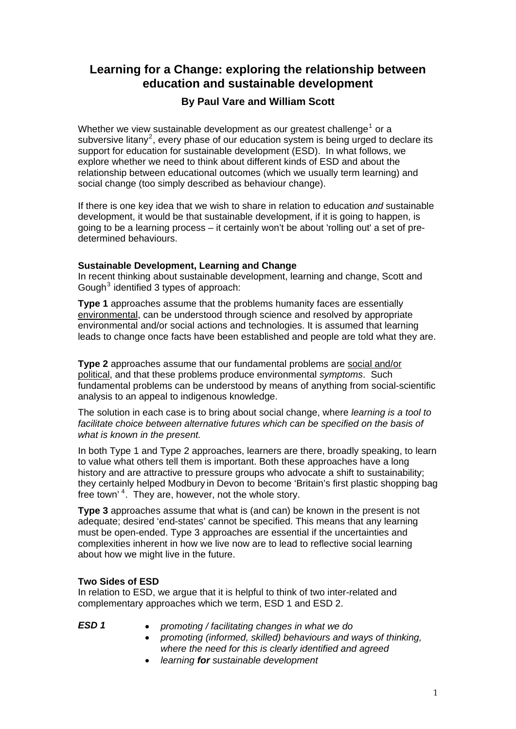# Learning for a Change: exploring the relationship between education and sustainable development

### By Paul Vare and William Scott

Whether we view sustainable development as our greatest challenge[1] or a subversive litany[2], every phase of our education system is being urged to declare its support for education for sustainable development (ESD). In what follows, we explore whether we need to think about different kinds of ESD and about the relationship between educational outcomes (which we usually term learning) and social change (too simply described as behaviour change).

If there is one key idea that we wish to share in relation to education *and* sustainable development, it would be that sustainable development, if it is going to happen, is going to be a learning process – it certainly won't be about 'rolling out' a set of pre-determined behaviours.

**Sustainable Development, Learning and Change**

In recent thinking about sustainable development, learning and change, Scott and Gough[3] identified 3 types of approach:

**Type 1** approaches assume that the problems humanity faces are essentially <u>environmental</u>, can be understood through science and resolved by appropriate environmental and/or social actions and technologies. It is assumed that learning leads to change once facts have been established and people are told what they are.

**Type 2** approaches assume that our fundamental problems are <u>social and/or political</u>, and that these problems produce environmental *symptoms*. Such fundamental problems can be understood by means of anything from social-scientific analysis to an appeal to indigenous knowledge.

The solution in each case is to bring about social change, where *learning is a tool to facilitate choice between alternative futures which can be specified on the basis of what is known in the present.*

In both Type 1 and Type 2 approaches, learners are there, broadly speaking, to learn to value what others tell them is important. Both these approaches have a long history and are attractive to pressure groups who advocate a shift to sustainability; they certainly helped Modbury in Devon to become 'Britain's first plastic shopping bag free town'[4]. They are, however, not the whole story.

**Type 3** approaches assume that what is (and can) be known in the present is not adequate; desired 'end-states' cannot be specified. This means that any learning must be open-ended. Type 3 approaches are essential if the uncertainties and complexities inherent in how we live now are to lead to reflective social learning about how we might live in the future.

**Two Sides of ESD**

In relation to ESD, we argue that it is helpful to think of two inter-related and complementary approaches which we term, ESD 1 and ESD 2.

***ESD 1***

- *promoting / facilitating changes in what we do*
- *promoting (informed, skilled) behaviours and ways of thinking, where the need for this is clearly identified and agreed*
- *learning **for** sustainable development*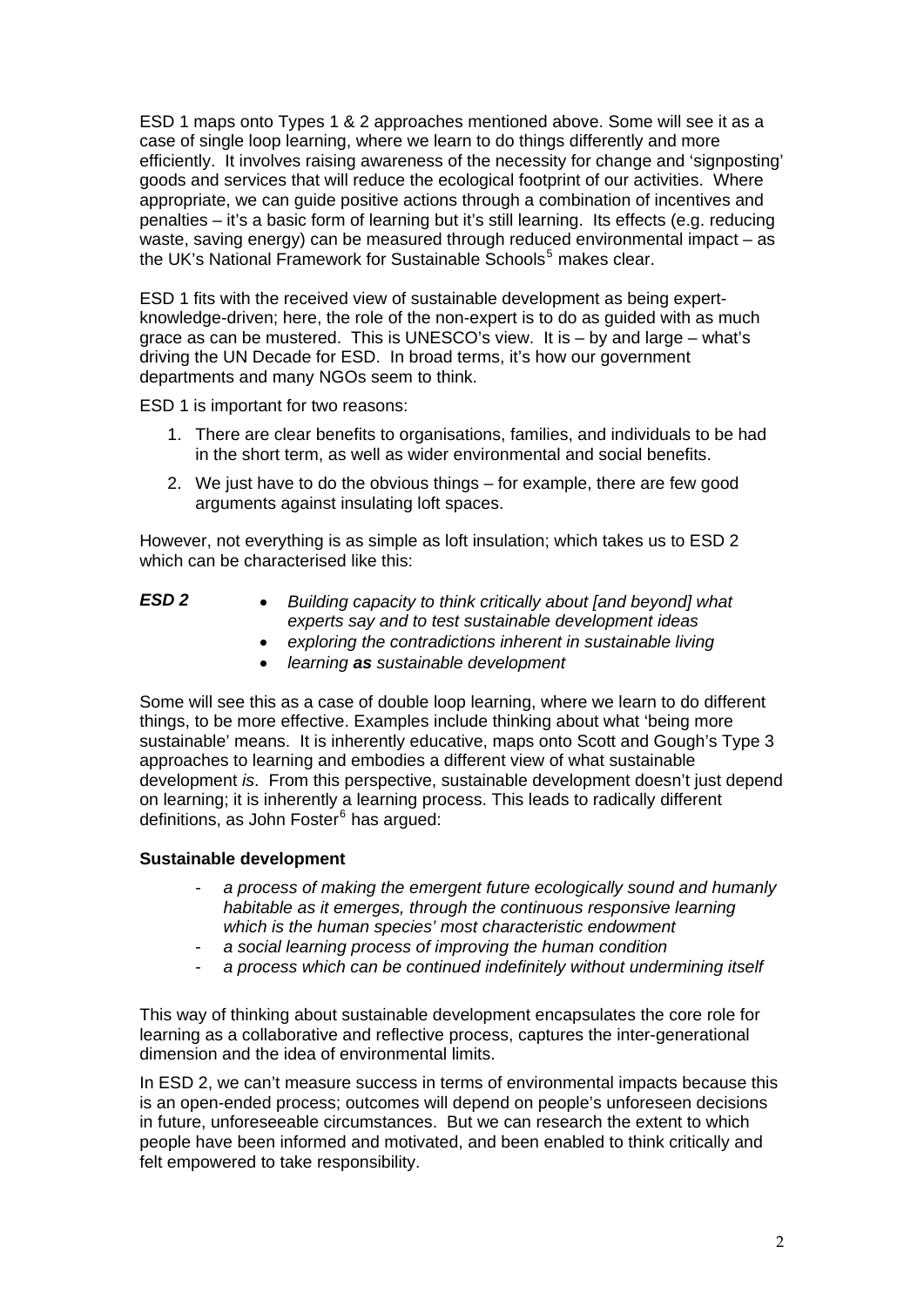ESD 1 maps onto Types 1 & 2 approaches mentioned above. Some will see it as a case of single loop learning, where we learn to do things differently and more efficiently. It involves raising awareness of the necessity for change and 'signposting' goods and services that will reduce the ecological footprint of our activities. Where appropriate, we can guide positive actions through a combination of incentives and penalties – it's a basic form of learning but it's still learning. Its effects (e.g. reducing waste, saving energy) can be measured through reduced environmental impact – as the UK's National Framework for Sustainable Schools[5] makes clear.

ESD 1 fits with the received view of sustainable development as being expert-knowledge-driven; here, the role of the non-expert is to do as guided with as much grace as can be mustered. This is UNESCO's view. It is – by and large – what's driving the UN Decade for ESD. In broad terms, it's how our government departments and many NGOs seem to think.

ESD 1 is important for two reasons:

1. There are clear benefits to organisations, families, and individuals to be had in the short term, as well as wider environmental and social benefits.
2. We just have to do the obvious things – for example, there are few good arguments against insulating loft spaces.

However, not everything is as simple as loft insulation; which takes us to ESD 2 which can be characterised like this:

***ESD 2***

- *Building capacity to think critically about [and beyond] what experts say and to test sustainable development ideas*
- *exploring the contradictions inherent in sustainable living*
- *learning **as** sustainable development*

Some will see this as a case of double loop learning, where we learn to do different things, to be more effective. Examples include thinking about what 'being more sustainable' means. It is inherently educative, maps onto Scott and Gough's Type 3 approaches to learning and embodies a different view of what sustainable development *is*. From this perspective, sustainable development doesn't just depend on learning; it is inherently a learning process. This leads to radically different definitions, as John Foster[6] has argued:

**Sustainable development**

- *a process of making the emergent future ecologically sound and humanly habitable as it emerges, through the continuous responsive learning which is the human species' most characteristic endowment*
- *a social learning process of improving the human condition*
- *a process which can be continued indefinitely without undermining itself*

This way of thinking about sustainable development encapsulates the core role for learning as a collaborative and reflective process, captures the inter-generational dimension and the idea of environmental limits.

In ESD 2, we can't measure success in terms of environmental impacts because this is an open-ended process; outcomes will depend on people's unforeseen decisions in future, unforeseeable circumstances. But we can research the extent to which people have been informed and motivated, and been enabled to think critically and felt empowered to take responsibility.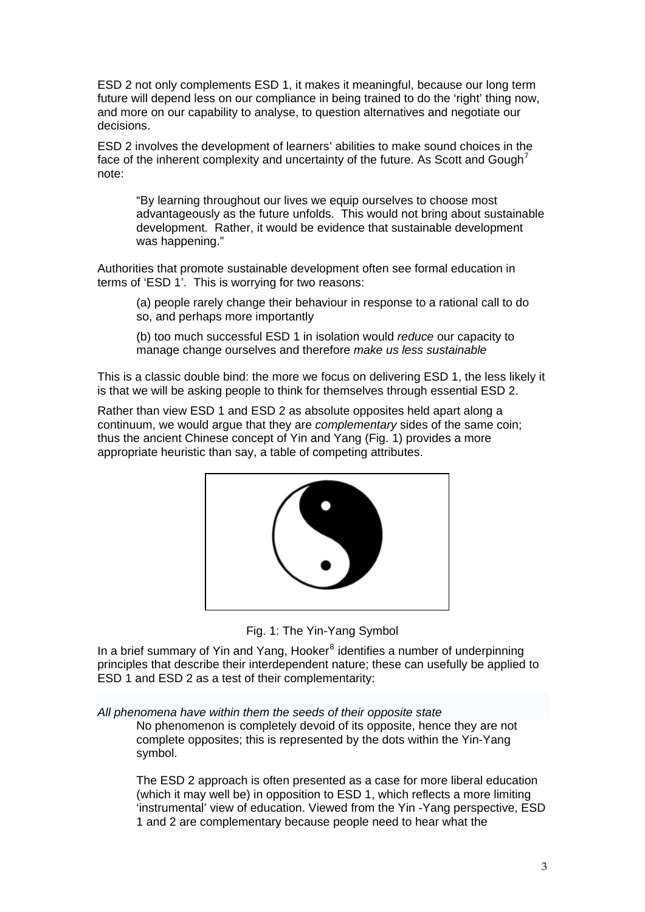ESD 2 not only complements ESD 1, it makes it meaningful, because our long term future will depend less on our compliance in being trained to do the 'right' thing now, and more on our capability to analyse, to question alternatives and negotiate our decisions.

ESD 2 involves the development of learners' abilities to make sound choices in the face of the inherent complexity and uncertainty of the future. As Scott and Gough[7] note:

> "By learning throughout our lives we equip ourselves to choose most advantageously as the future unfolds. This would not bring about sustainable development. Rather, it would be evidence that sustainable development was happening."

Authorities that promote sustainable development often see formal education in terms of 'ESD 1'. This is worrying for two reasons:

(a) people rarely change their behaviour in response to a rational call to do so, and perhaps more importantly

(b) too much successful ESD 1 in isolation would *reduce* our capacity to manage change ourselves and therefore *make us less sustainable*

This is a classic double bind: the more we focus on delivering ESD 1, the less likely it is that we will be asking people to think for themselves through essential ESD 2.

Rather than view ESD 1 and ESD 2 as absolute opposites held apart along a continuum, we would argue that they are *complementary* sides of the same coin; thus the ancient Chinese concept of Yin and Yang (Fig. 1) provides a more appropriate heuristic than say, a table of competing attributes.

Fig. 1: The Yin-Yang Symbol

In a brief summary of Yin and Yang, Hooker[8] identifies a number of underpinning principles that describe their interdependent nature; these can usefully be applied to ESD 1 and ESD 2 as a test of their complementarity:

*All phenomena have within them the seeds of their opposite state*

No phenomenon is completely devoid of its opposite, hence they are not complete opposites; this is represented by the dots within the Yin-Yang symbol.

The ESD 2 approach is often presented as a case for more liberal education (which it may well be) in opposition to ESD 1, which reflects a more limiting 'instrumental' view of education. Viewed from the Yin -Yang perspective, ESD 1 and 2 are complementary because people need to hear what the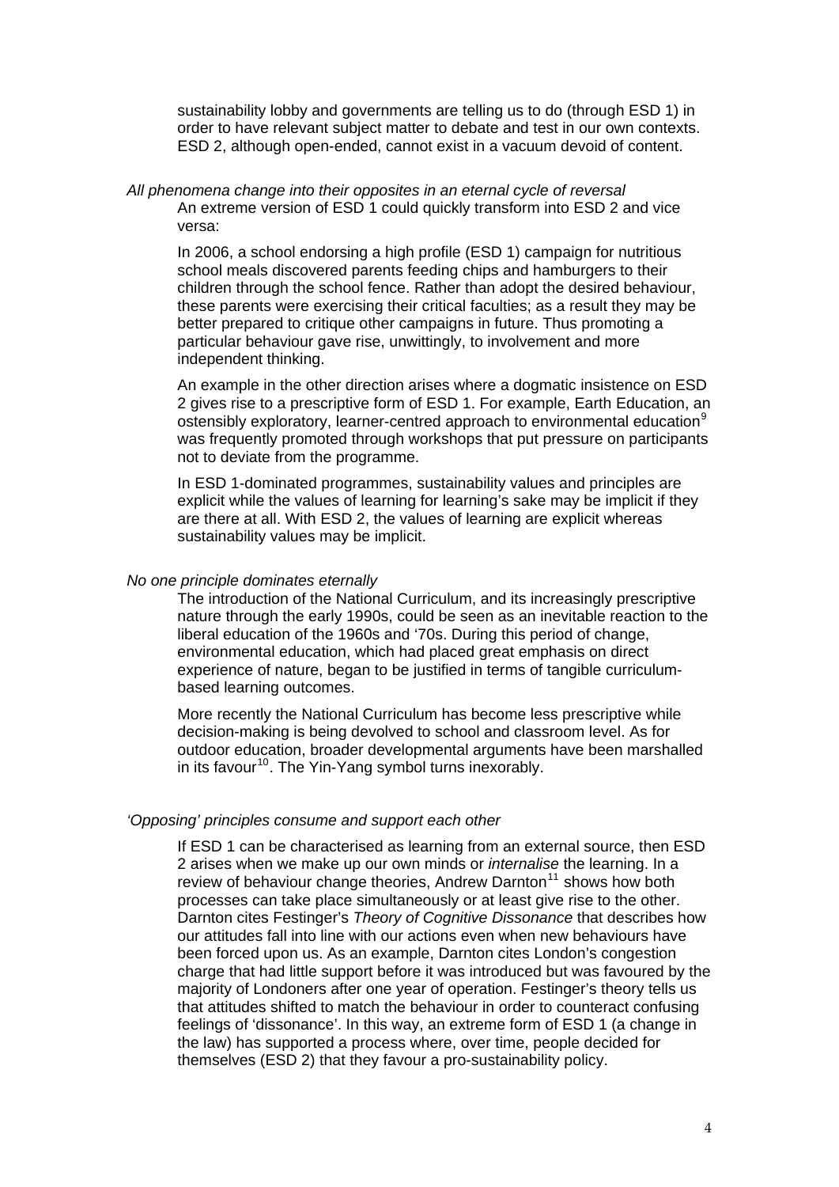sustainability lobby and governments are telling us to do (through ESD 1) in order to have relevant subject matter to debate and test in our own contexts. ESD 2, although open-ended, cannot exist in a vacuum devoid of content.

*All phenomena change into their opposites in an eternal cycle of reversal*

An extreme version of ESD 1 could quickly transform into ESD 2 and vice versa:

In 2006, a school endorsing a high profile (ESD 1) campaign for nutritious school meals discovered parents feeding chips and hamburgers to their children through the school fence. Rather than adopt the desired behaviour, these parents were exercising their critical faculties; as a result they may be better prepared to critique other campaigns in future. Thus promoting a particular behaviour gave rise, unwittingly, to involvement and more independent thinking.

An example in the other direction arises where a dogmatic insistence on ESD 2 gives rise to a prescriptive form of ESD 1. For example, Earth Education, an ostensibly exploratory, learner-centred approach to environmental education[9] was frequently promoted through workshops that put pressure on participants not to deviate from the programme.

In ESD 1-dominated programmes, sustainability values and principles are explicit while the values of learning for learning's sake may be implicit if they are there at all. With ESD 2, the values of learning are explicit whereas sustainability values may be implicit.

*No one principle dominates eternally*

The introduction of the National Curriculum, and its increasingly prescriptive nature through the early 1990s, could be seen as an inevitable reaction to the liberal education of the 1960s and '70s. During this period of change, environmental education, which had placed great emphasis on direct experience of nature, began to be justified in terms of tangible curriculum-based learning outcomes.

More recently the National Curriculum has become less prescriptive while decision-making is being devolved to school and classroom level. As for outdoor education, broader developmental arguments have been marshalled in its favour[10]. The Yin-Yang symbol turns inexorably.

*'Opposing' principles consume and support each other*

If ESD 1 can be characterised as learning from an external source, then ESD 2 arises when we make up our own minds or *internalise* the learning. In a review of behaviour change theories, Andrew Darnton[11] shows how both processes can take place simultaneously or at least give rise to the other. Darnton cites Festinger's *Theory of Cognitive Dissonance* that describes how our attitudes fall into line with our actions even when new behaviours have been forced upon us. As an example, Darnton cites London's congestion charge that had little support before it was introduced but was favoured by the majority of Londoners after one year of operation. Festinger's theory tells us that attitudes shifted to match the behaviour in order to counteract confusing feelings of 'dissonance'. In this way, an extreme form of ESD 1 (a change in the law) has supported a process where, over time, people decided for themselves (ESD 2) that they favour a pro-sustainability policy.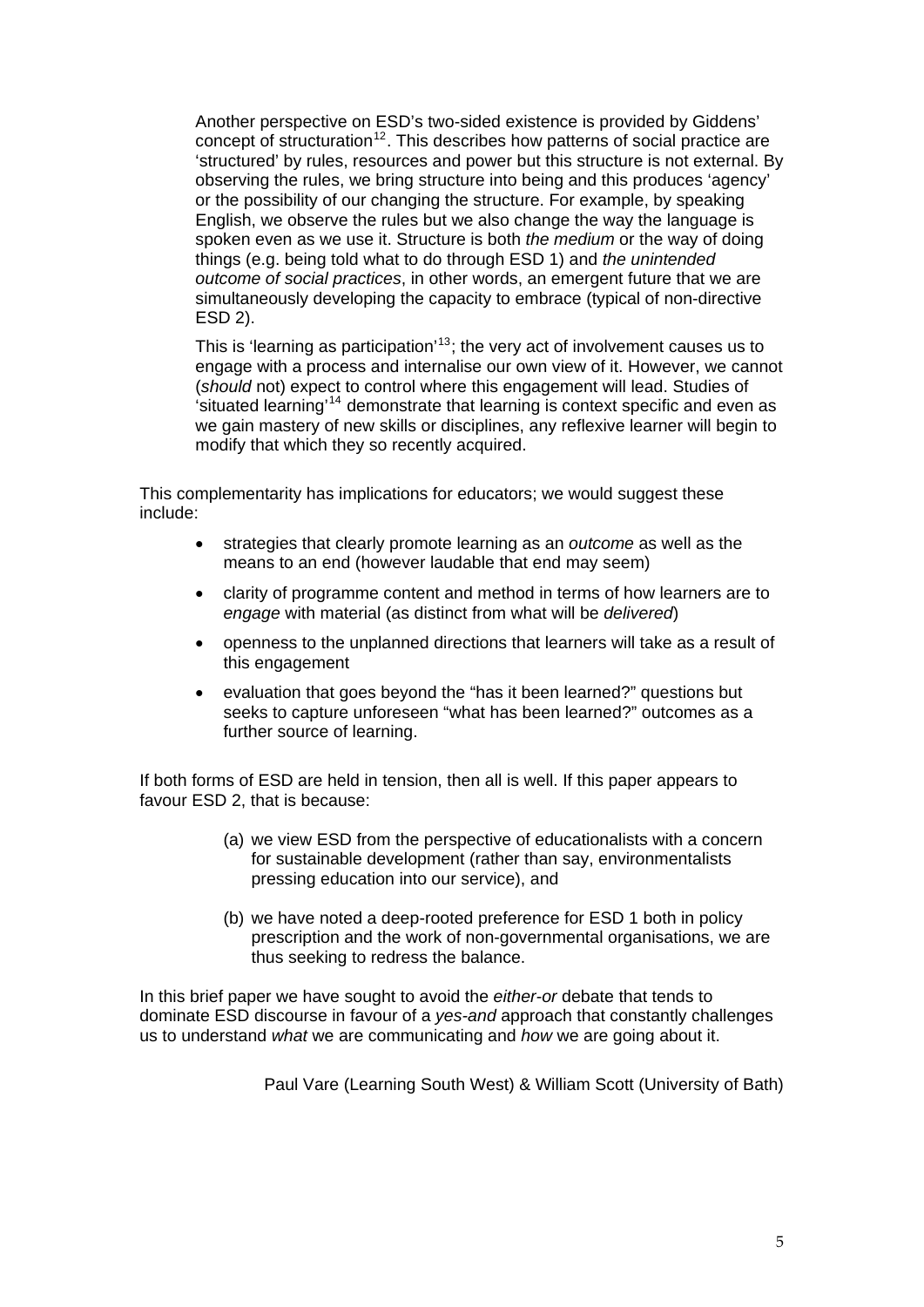Another perspective on ESD's two-sided existence is provided by Giddens' concept of structuration[12]. This describes how patterns of social practice are 'structured' by rules, resources and power but this structure is not external. By observing the rules, we bring structure into being and this produces 'agency' or the possibility of our changing the structure. For example, by speaking English, we observe the rules but we also change the way the language is spoken even as we use it. Structure is both *the medium* or the way of doing things (e.g. being told what to do through ESD 1) and *the unintended outcome of social practices*, in other words, an emergent future that we are simultaneously developing the capacity to embrace (typical of non-directive ESD 2).

This is 'learning as participation'[13]; the very act of involvement causes us to engage with a process and internalise our own view of it. However, we cannot (*should* not) expect to control where this engagement will lead. Studies of 'situated learning'[14] demonstrate that learning is context specific and even as we gain mastery of new skills or disciplines, any reflexive learner will begin to modify that which they so recently acquired.

This complementarity has implications for educators; we would suggest these include:

- strategies that clearly promote learning as an *outcome* as well as the means to an end (however laudable that end may seem)
- clarity of programme content and method in terms of how learners are to *engage* with material (as distinct from what will be *delivered*)
- openness to the unplanned directions that learners will take as a result of this engagement
- evaluation that goes beyond the "has it been learned?" questions but seeks to capture unforeseen "what has been learned?" outcomes as a further source of learning.

If both forms of ESD are held in tension, then all is well. If this paper appears to favour ESD 2, that is because:

(a) we view ESD from the perspective of educationalists with a concern for sustainable development (rather than say, environmentalists pressing education into our service), and

(b) we have noted a deep-rooted preference for ESD 1 both in policy prescription and the work of non-governmental organisations, we are thus seeking to redress the balance.

In this brief paper we have sought to avoid the *either-or* debate that tends to dominate ESD discourse in favour of a *yes-and* approach that constantly challenges us to understand *what* we are communicating and *how* we are going about it.

Paul Vare (Learning South West) & William Scott (University of Bath)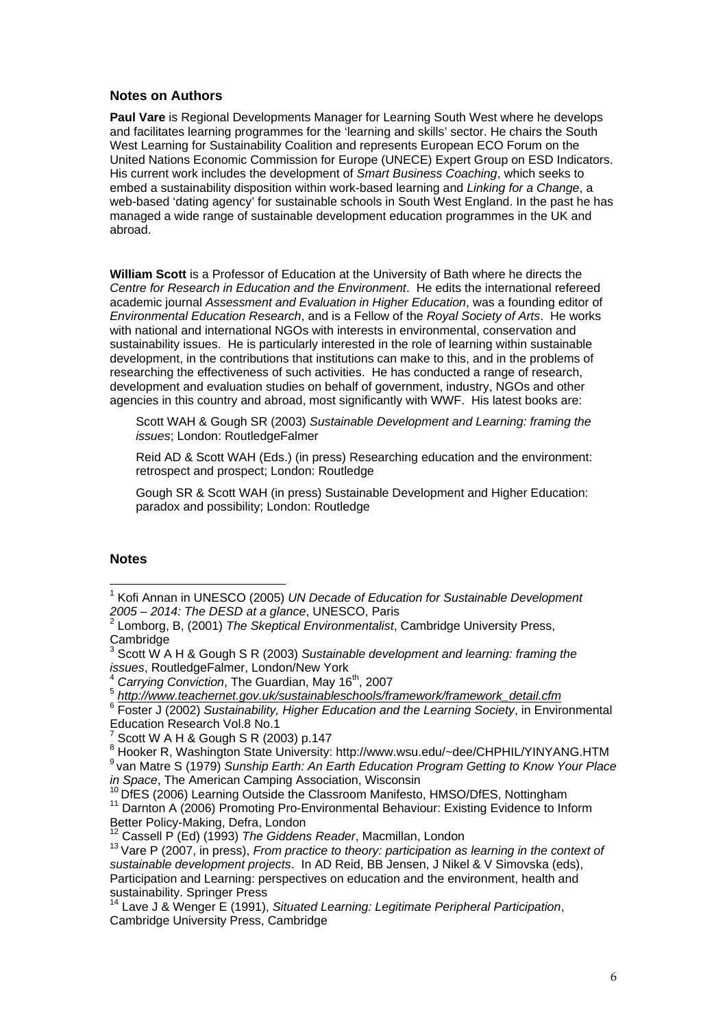### Notes on Authors

**Paul Vare** is Regional Developments Manager for Learning South West where he develops and facilitates learning programmes for the 'learning and skills' sector. He chairs the South West Learning for Sustainability Coalition and represents European ECO Forum on the United Nations Economic Commission for Europe (UNECE) Expert Group on ESD Indicators. His current work includes the development of *Smart Business Coaching*, which seeks to embed a sustainability disposition within work-based learning and *Linking for a Change*, a web-based 'dating agency' for sustainable schools in South West England. In the past he has managed a wide range of sustainable development education programmes in the UK and abroad.

**William Scott** is a Professor of Education at the University of Bath where he directs the *Centre for Research in Education and the Environment*. He edits the international refereed academic journal *Assessment and Evaluation in Higher Education*, was a founding editor of *Environmental Education Research*, and is a Fellow of the *Royal Society of Arts*. He works with national and international NGOs with interests in environmental, conservation and sustainability issues. He is particularly interested in the role of learning within sustainable development, in the contributions that institutions can make to this, and in the problems of researching the effectiveness of such activities. He has conducted a range of research, development and evaluation studies on behalf of government, industry, NGOs and other agencies in this country and abroad, most significantly with WWF. His latest books are:

Scott WAH & Gough SR (2003) *Sustainable Development and Learning: framing the issues*; London: RoutledgeFalmer

Reid AD & Scott WAH (Eds.) (in press) Researching education and the environment: retrospect and prospect; London: Routledge

Gough SR & Scott WAH (in press) Sustainable Development and Higher Education: paradox and possibility; London: Routledge

### Notes

[1] Kofi Annan in UNESCO (2005) *UN Decade of Education for Sustainable Development 2005 – 2014: The DESD at a glance*, UNESCO, Paris

[2] Lomborg, B, (2001) *The Skeptical Environmentalist*, Cambridge University Press, Cambridge

[3] Scott W A H & Gough S R (2003) *Sustainable development and learning: framing the issues*, RoutledgeFalmer, London/New York

[4] *Carrying Conviction*, The Guardian, May 16th, 2007

[5] *http://www.teachernet.gov.uk/sustainableschools/framework/framework_detail.cfm*

[6] Foster J (2002) *Sustainability, Higher Education and the Learning Society*, in Environmental Education Research Vol.8 No.1

[7] Scott W A H & Gough S R (2003) p.147

[8] Hooker R, Washington State University: http://www.wsu.edu/~dee/CHPHIL/YINYANG.HTM

[9] van Matre S (1979) *Sunship Earth: An Earth Education Program Getting to Know Your Place in Space*, The American Camping Association, Wisconsin

[10] DfES (2006) Learning Outside the Classroom Manifesto, HMSO/DfES, Nottingham

[11] Darnton A (2006) Promoting Pro-Environmental Behaviour: Existing Evidence to Inform Better Policy-Making, Defra, London

[12] Cassell P (Ed) (1993) *The Giddens Reader*, Macmillan, London

[13] Vare P (2007, in press), *From practice to theory: participation as learning in the context of sustainable development projects*. In AD Reid, BB Jensen, J Nikel & V Simovska (eds), Participation and Learning: perspectives on education and the environment, health and sustainability. Springer Press

[14] Lave J & Wenger E (1991), *Situated Learning: Legitimate Peripheral Participation*, Cambridge University Press, Cambridge